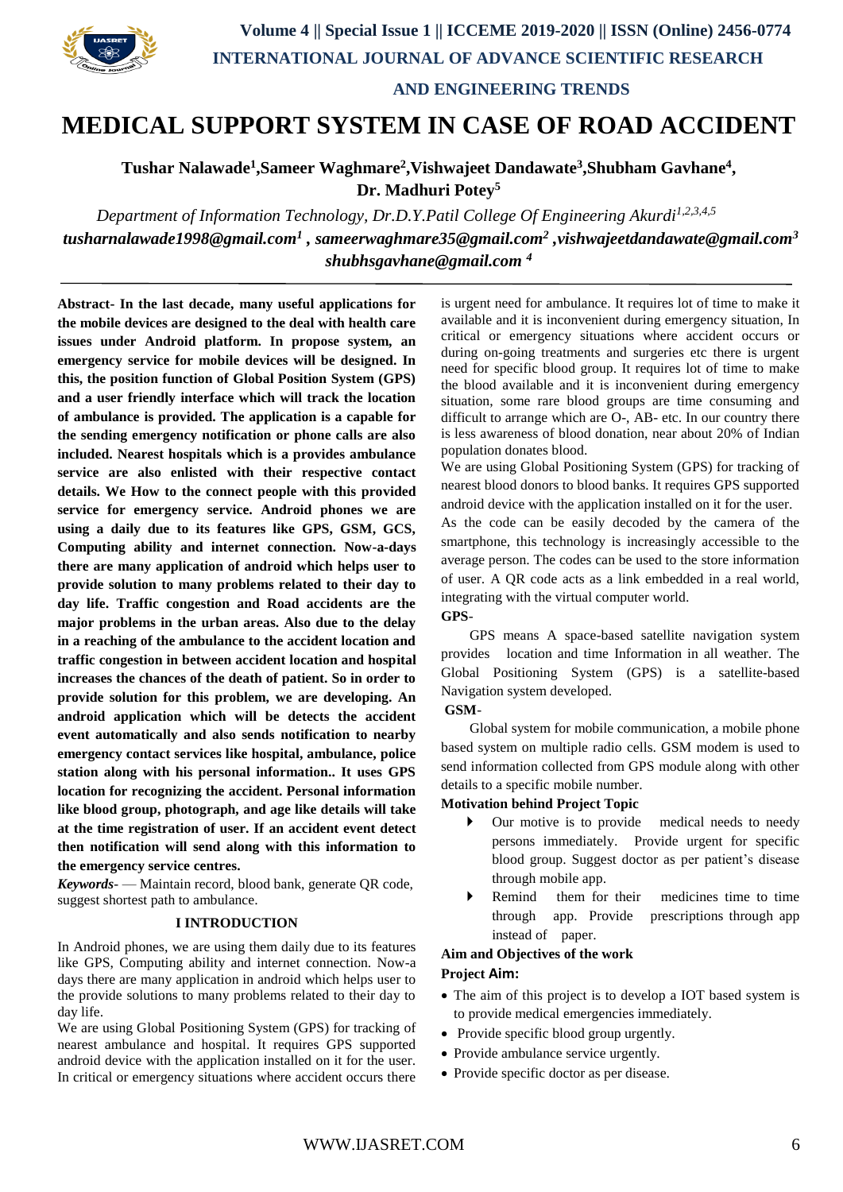# MEDICAL SUPPORT SYSTEM IN CASE OF ROAD ACCIDENT

**Tushar Nalawade[1],Sameer Waghmare[2],Vishwajeet Dandawate[3],Shubham Gavhane[4], Dr. Madhuri Potey[5]**

*Department of Information Technology, Dr.D.Y.Patil College Of Engineering Akurdi[1,2,3,4,5]*

***tusharnalawade1998@gmail.com[1] , sameerwaghmare35@gmail.com[2] ,vishwajeetdandawate@gmail.com[3] shubhsgavhane@gmail.com [4]***

---

**Abstract- In the last decade, many useful applications for the mobile devices are designed to the deal with health care issues under Android platform. In propose system, an emergency service for mobile devices will be designed. In this, the position function of Global Position System (GPS) and a user friendly interface which will track the location of ambulance is provided. The application is a capable for the sending emergency notification or phone calls are also included. Nearest hospitals which is a provides ambulance service are also enlisted with their respective contact details. We How to the connect people with this provided service for emergency service. Android phones we are using a daily due to its features like GPS, GSM, GCS, Computing ability and internet connection. Now-a-days there are many application of android which helps user to provide solution to many problems related to their day to day life. Traffic congestion and Road accidents are the major problems in the urban areas. Also due to the delay in a reaching of the ambulance to the accident location and traffic congestion in between accident location and hospital increases the chances of the death of patient. So in order to provide solution for this problem, we are developing. An android application which will be detects the accident event automatically and also sends notification to nearby emergency contact services like hospital, ambulance, police station along with his personal information.. It uses GPS location for recognizing the accident. Personal information like blood group, photograph, and age like details will take at the time registration of user. If an accident event detect then notification will send along with this information to the emergency service centres.**

***Keywords-*** — Maintain record, blood bank, generate QR code, suggest shortest path to ambulance.

## I INTRODUCTION

In Android phones, we are using them daily due to its features like GPS, Computing ability and internet connection. Now-a days there are many application in android which helps user to the provide solutions to many problems related to their day to day life.

We are using Global Positioning System (GPS) for tracking of nearest ambulance and hospital. It requires GPS supported android device with the application installed on it for the user. In critical or emergency situations where accident occurs there is urgent need for ambulance. It requires lot of time to make it available and it is inconvenient during emergency situation, In critical or emergency situations where accident occurs or during on-going treatments and surgeries etc there is urgent need for specific blood group. It requires lot of time to make the blood available and it is inconvenient during emergency situation, some rare blood groups are time consuming and difficult to arrange which are O-, AB- etc. In our country there is less awareness of blood donation, near about 20% of Indian population donates blood.

We are using Global Positioning System (GPS) for tracking of nearest blood donors to blood banks. It requires GPS supported android device with the application installed on it for the user.

As the code can be easily decoded by the camera of the smartphone, this technology is increasingly accessible to the average person. The codes can be used to the store information of user. A QR code acts as a link embedded in a real world, integrating with the virtual computer world.

**GPS-**

GPS means A space-based satellite navigation system provides location and time Information in all weather. The Global Positioning System (GPS) is a satellite-based Navigation system developed.

**GSM-**

Global system for mobile communication, a mobile phone based system on multiple radio cells. GSM modem is used to send information collected from GPS module along with other details to a specific mobile number.

**Motivation behind Project Topic**

- Our motive is to provide medical needs to needy persons immediately. Provide urgent for specific blood group. Suggest doctor as per patient's disease through mobile app.
- Remind them for their medicines time to time through app. Provide prescriptions through app instead of paper.

**Aim and Objectives of the work**

**Project Aim:**

- The aim of this project is to develop a IOT based system is to provide medical emergencies immediately.
- Provide specific blood group urgently.
- Provide ambulance service urgently.
- Provide specific doctor as per disease.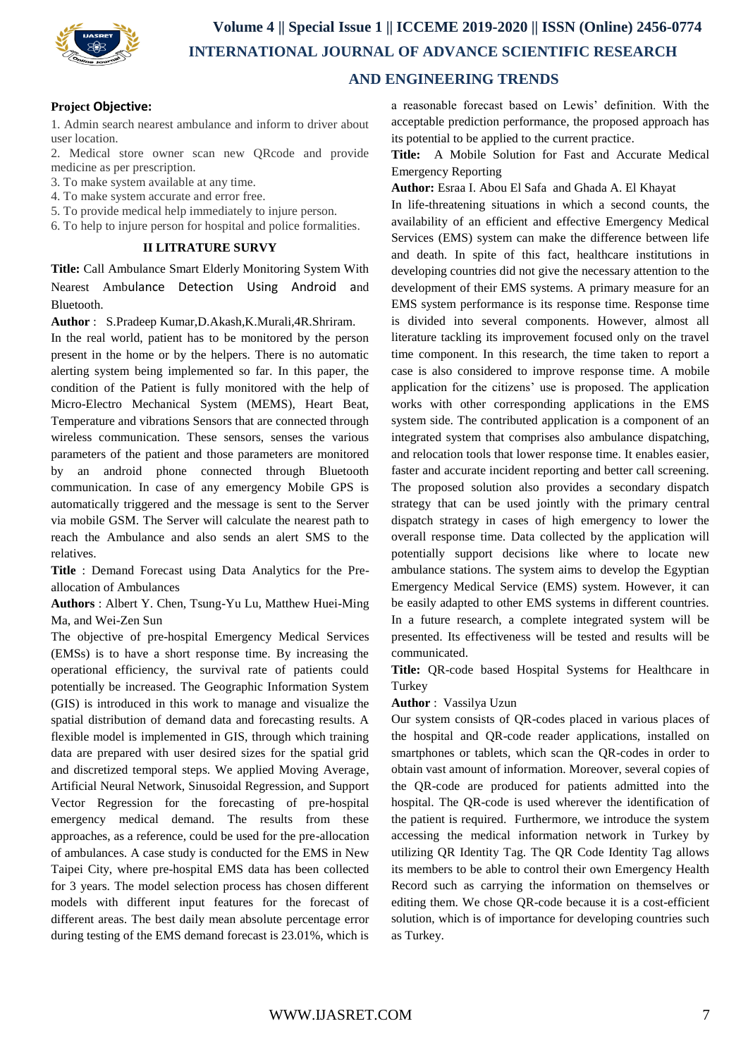**Project Objective:**

1. Admin search nearest ambulance and inform to driver about user location.
2. Medical store owner scan new QRcode and provide medicine as per prescription.
3. To make system available at any time.
4. To make system accurate and error free.
5. To provide medical help immediately to injure person.
6. To help to injure person for hospital and police formalities.

## II LITRATURE SURVY

**Title:** Call Ambulance Smart Elderly Monitoring System With Nearest Ambulance Detection Using Android and Bluetooth.

**Author** : S.Pradeep Kumar,D.Akash,K.Murali,4R.Shriram.

In the real world, patient has to be monitored by the person present in the home or by the helpers. There is no automatic alerting system being implemented so far. In this paper, the condition of the Patient is fully monitored with the help of Micro-Electro Mechanical System (MEMS), Heart Beat, Temperature and vibrations Sensors that are connected through wireless communication. These sensors, senses the various parameters of the patient and those parameters are monitored by an android phone connected through Bluetooth communication. In case of any emergency Mobile GPS is automatically triggered and the message is sent to the Server via mobile GSM. The Server will calculate the nearest path to reach the Ambulance and also sends an alert SMS to the relatives.

**Title** : Demand Forecast using Data Analytics for the Pre-allocation of Ambulances

**Authors** : Albert Y. Chen, Tsung-Yu Lu, Matthew Huei-Ming Ma, and Wei-Zen Sun

The objective of pre-hospital Emergency Medical Services (EMSs) is to have a short response time. By increasing the operational efficiency, the survival rate of patients could potentially be increased. The Geographic Information System (GIS) is introduced in this work to manage and visualize the spatial distribution of demand data and forecasting results. A flexible model is implemented in GIS, through which training data are prepared with user desired sizes for the spatial grid and discretized temporal steps. We applied Moving Average, Artificial Neural Network, Sinusoidal Regression, and Support Vector Regression for the forecasting of pre-hospital emergency medical demand. The results from these approaches, as a reference, could be used for the pre-allocation of ambulances. A case study is conducted for the EMS in New Taipei City, where pre-hospital EMS data has been collected for 3 years. The model selection process has chosen different models with different input features for the forecast of different areas. The best daily mean absolute percentage error during testing of the EMS demand forecast is 23.01%, which is a reasonable forecast based on Lewis' definition. With the acceptable prediction performance, the proposed approach has its potential to be applied to the current practice.

**Title:** A Mobile Solution for Fast and Accurate Medical Emergency Reporting

**Author:** Esraa I. Abou El Safa and Ghada A. El Khayat

In life-threatening situations in which a second counts, the availability of an efficient and effective Emergency Medical Services (EMS) system can make the difference between life and death. In spite of this fact, healthcare institutions in developing countries did not give the necessary attention to the development of their EMS systems. A primary measure for an EMS system performance is its response time. Response time is divided into several components. However, almost all literature tackling its improvement focused only on the travel time component. In this research, the time taken to report a case is also considered to improve response time. A mobile application for the citizens' use is proposed. The application works with other corresponding applications in the EMS system side. The contributed application is a component of an integrated system that comprises also ambulance dispatching, and relocation tools that lower response time. It enables easier, faster and accurate incident reporting and better call screening. The proposed solution also provides a secondary dispatch strategy that can be used jointly with the primary central dispatch strategy in cases of high emergency to lower the overall response time. Data collected by the application will potentially support decisions like where to locate new ambulance stations. The system aims to develop the Egyptian Emergency Medical Service (EMS) system. However, it can be easily adapted to other EMS systems in different countries. In a future research, a complete integrated system will be presented. Its effectiveness will be tested and results will be communicated.

**Title:** QR-code based Hospital Systems for Healthcare in Turkey

**Author** : Vassilya Uzun

Our system consists of QR-codes placed in various places of the hospital and QR-code reader applications, installed on smartphones or tablets, which scan the QR-codes in order to obtain vast amount of information. Moreover, several copies of the QR-code are produced for patients admitted into the hospital. The QR-code is used wherever the identification of the patient is required. Furthermore, we introduce the system accessing the medical information network in Turkey by utilizing QR Identity Tag. The QR Code Identity Tag allows its members to be able to control their own Emergency Health Record such as carrying the information on themselves or editing them. We chose QR-code because it is a cost-efficient solution, which is of importance for developing countries such as Turkey.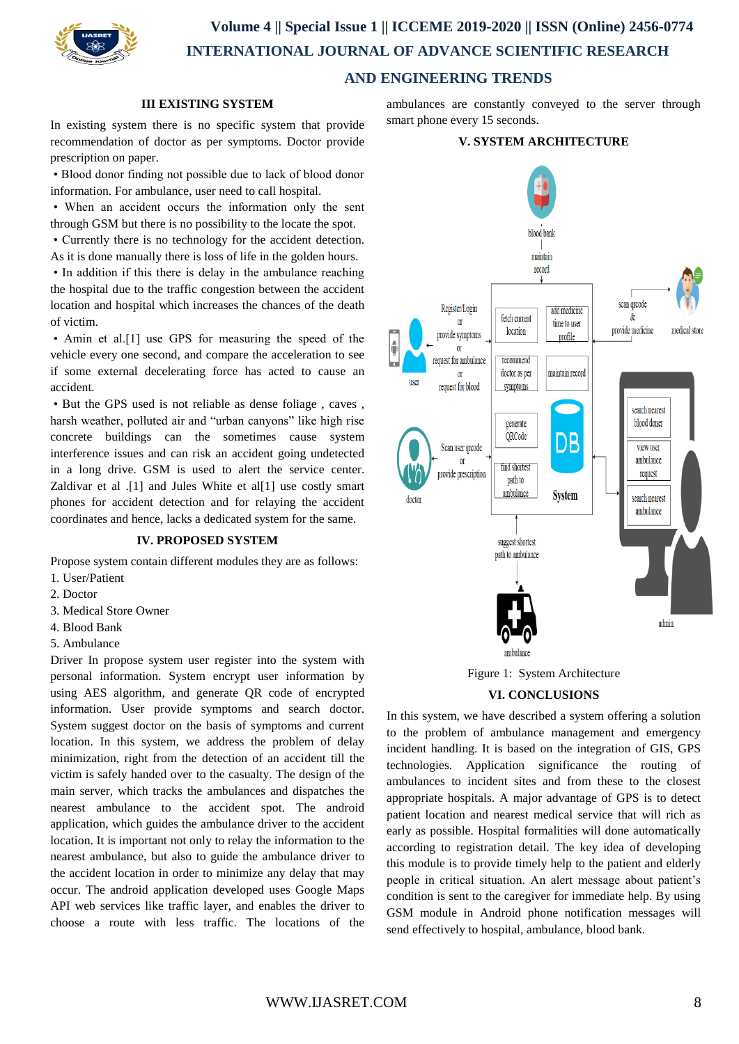## III EXISTING SYSTEM

In existing system there is no specific system that provide recommendation of doctor as per symptoms. Doctor provide prescription on paper.

- Blood donor finding not possible due to lack of blood donor information. For ambulance, user need to call hospital.
- When an accident occurs the information only the sent through GSM but there is no possibility to the locate the spot.
- Currently there is no technology for the accident detection. As it is done manually there is loss of life in the golden hours.
- In addition if this there is delay in the ambulance reaching the hospital due to the traffic congestion between the accident location and hospital which increases the chances of the death of victim.
- Amin et al.[1] use GPS for measuring the speed of the vehicle every one second, and compare the acceleration to see if some external decelerating force has acted to cause an accident.
- But the GPS used is not reliable as dense foliage , caves , harsh weather, polluted air and "urban canyons" like high rise concrete buildings can the sometimes cause system interference issues and can risk an accident going undetected in a long drive. GSM is used to alert the service center. Zaldivar et al .[1] and Jules White et al[1] use costly smart phones for accident detection and for relaying the accident coordinates and hence, lacks a dedicated system for the same.

## IV. PROPOSED SYSTEM

Propose system contain different modules they are as follows:

1. User/Patient
2. Doctor
3. Medical Store Owner
4. Blood Bank
5. Ambulance

Driver In propose system user register into the system with personal information. System encrypt user information by using AES algorithm, and generate QR code of encrypted information. User provide symptoms and search doctor. System suggest doctor on the basis of symptoms and current location. In this system, we address the problem of delay minimization, right from the detection of an accident till the victim is safely handed over to the casualty. The design of the main server, which tracks the ambulances and dispatches the nearest ambulance to the accident spot. The android application, which guides the ambulance driver to the accident location. It is important not only to relay the information to the nearest ambulance, but also to guide the ambulance driver to the accident location in order to minimize any delay that may occur. The android application developed uses Google Maps API web services like traffic layer, and enables the driver to choose a route with less traffic. The locations of the ambulances are constantly conveyed to the server through smart phone every 15 seconds.

## V. SYSTEM ARCHITECTURE

Figure 1: System Architecture

## VI. CONCLUSIONS

In this system, we have described a system offering a solution to the problem of ambulance management and emergency incident handling. It is based on the integration of GIS, GPS technologies. Application significance the routing of ambulances to incident sites and from these to the closest appropriate hospitals. A major advantage of GPS is to detect patient location and nearest medical service that will rich as early as possible. Hospital formalities will done automatically according to registration detail. The key idea of developing this module is to provide timely help to the patient and elderly people in critical situation. An alert message about patient's condition is sent to the caregiver for immediate help. By using GSM module in Android phone notification messages will send effectively to hospital, ambulance, blood bank.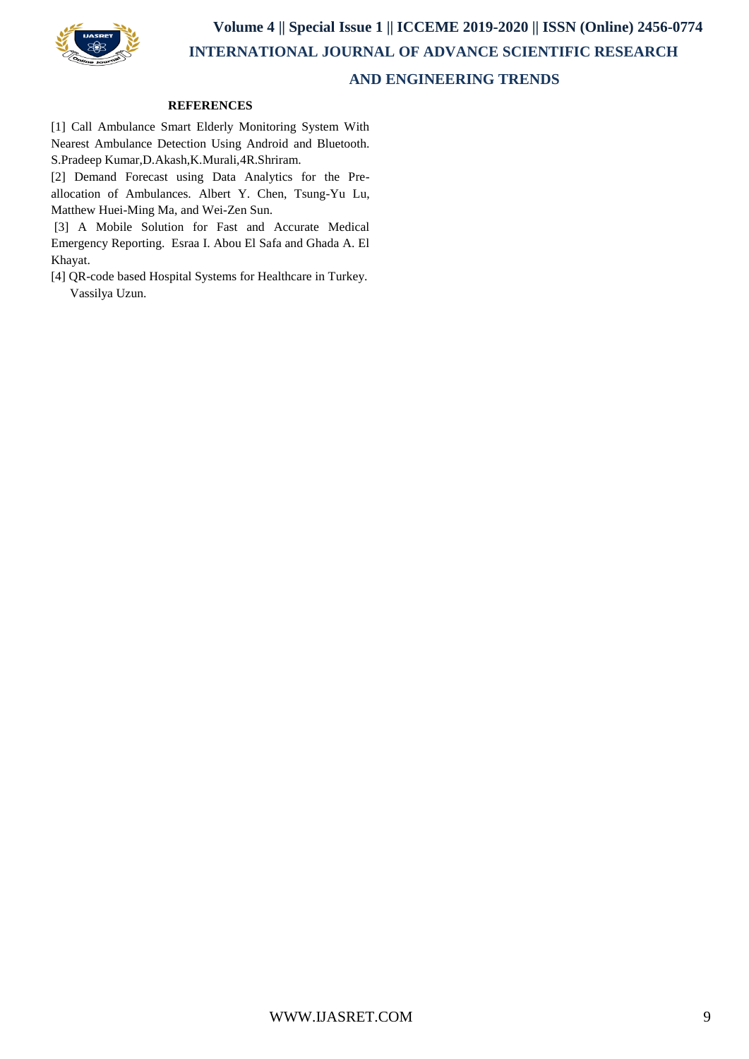## REFERENCES

[1] Call Ambulance Smart Elderly Monitoring System With Nearest Ambulance Detection Using Android and Bluetooth. S.Pradeep Kumar,D.Akash,K.Murali,4R.Shriram.

[2] Demand Forecast using Data Analytics for the Pre-allocation of Ambulances. Albert Y. Chen, Tsung-Yu Lu, Matthew Huei-Ming Ma, and Wei-Zen Sun.

[3] A Mobile Solution for Fast and Accurate Medical Emergency Reporting. Esraa I. Abou El Safa and Ghada A. El Khayat.

[4] QR-code based Hospital Systems for Healthcare in Turkey. Vassilya Uzun.